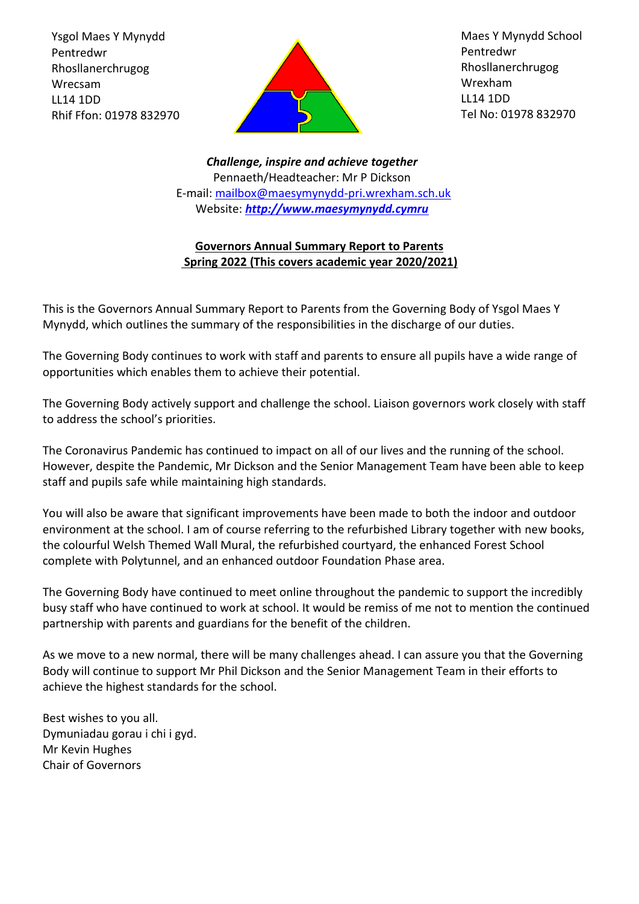Ysgol Maes Y Mynydd
Pentredwr
Rhosllanerchrugog
Wrecsam
LL14 1DD
Rhif Ffon: 01978 832970

Maes Y Mynydd School
Pentredwr
Rhosllanerchrugog
Wrexham
LL14 1DD
Tel No: 01978 832970

***Challenge, inspire and achieve together***
Pennaeth/Headteacher: Mr P Dickson
E-mail: mailbox@maesymynydd-pri.wrexham.sch.uk
Website: ***http://www.maesymynydd.cymru***

## Governors Annual Summary Report to Parents
## Spring 2022 (This covers academic year 2020/2021)

This is the Governors Annual Summary Report to Parents from the Governing Body of Ysgol Maes Y Mynydd, which outlines the summary of the responsibilities in the discharge of our duties.

The Governing Body continues to work with staff and parents to ensure all pupils have a wide range of opportunities which enables them to achieve their potential.

The Governing Body actively support and challenge the school. Liaison governors work closely with staff to address the school's priorities.

The Coronavirus Pandemic has continued to impact on all of our lives and the running of the school. However, despite the Pandemic, Mr Dickson and the Senior Management Team have been able to keep staff and pupils safe while maintaining high standards.

You will also be aware that significant improvements have been made to both the indoor and outdoor environment at the school. I am of course referring to the refurbished Library together with new books, the colourful Welsh Themed Wall Mural, the refurbished courtyard, the enhanced Forest School complete with Polytunnel, and an enhanced outdoor Foundation Phase area.

The Governing Body have continued to meet online throughout the pandemic to support the incredibly busy staff who have continued to work at school. It would be remiss of me not to mention the continued partnership with parents and guardians for the benefit of the children.

As we move to a new normal, there will be many challenges ahead. I can assure you that the Governing Body will continue to support Mr Phil Dickson and the Senior Management Team in their efforts to achieve the highest standards for the school.

Best wishes to you all.
Dymuniadau gorau i chi i gyd.
Mr Kevin Hughes
Chair of Governors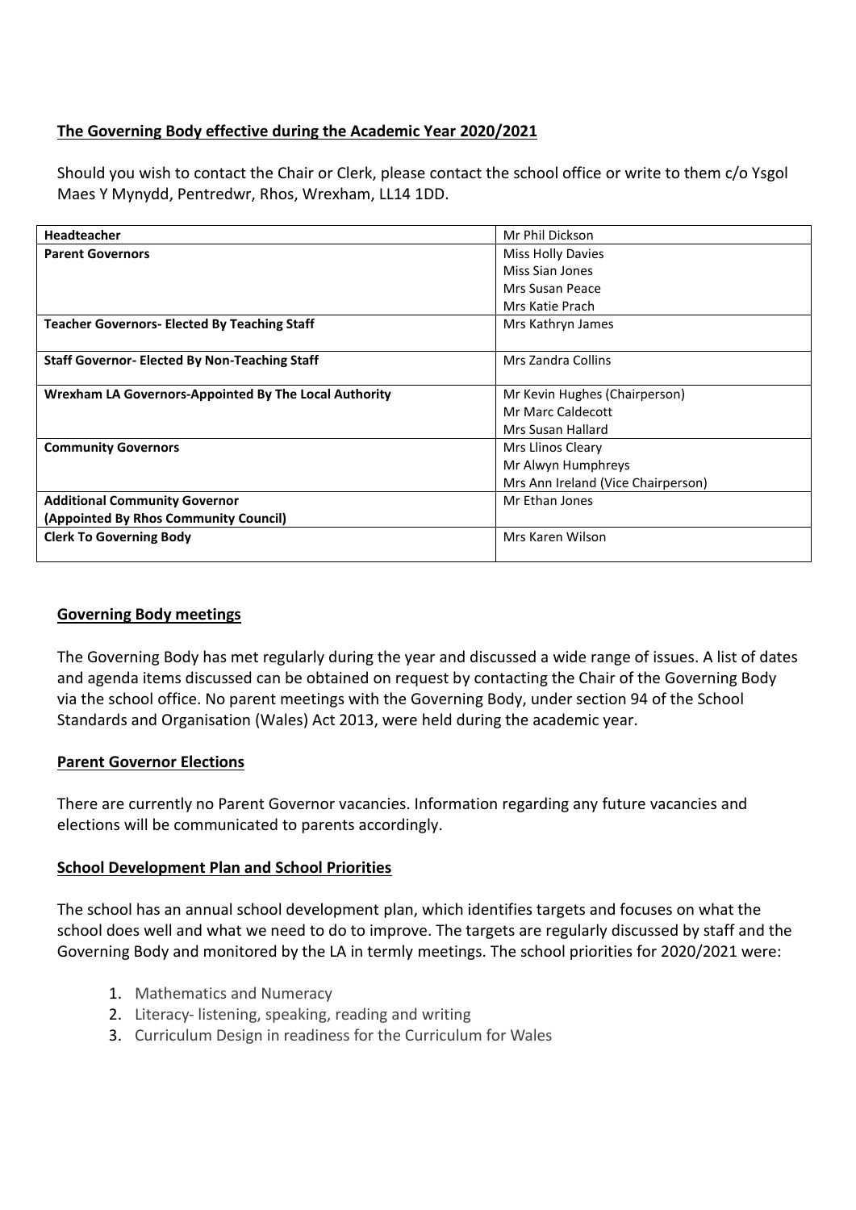## The Governing Body effective during the Academic Year 2020/2021

Should you wish to contact the Chair or Clerk, please contact the school office or write to them c/o Ysgol Maes Y Mynydd, Pentredwr, Rhos, Wrexham, LL14 1DD.

| | |
|---|---|
| **Headteacher** | Mr Phil Dickson |
| **Parent Governors** | Miss Holly Davies<br>Miss Sian Jones<br>Mrs Susan Peace<br>Mrs Katie Prach |
| **Teacher Governors- Elected By Teaching Staff** | Mrs Kathryn James |
| **Staff Governor- Elected By Non-Teaching Staff** | Mrs Zandra Collins |
| **Wrexham LA Governors-Appointed By The Local Authority** | Mr Kevin Hughes (Chairperson)<br>Mr Marc Caldecott<br>Mrs Susan Hallard |
| **Community Governors** | Mrs Llinos Cleary<br>Mr Alwyn Humphreys<br>Mrs Ann Ireland (Vice Chairperson) |
| **Additional Community Governor (Appointed By Rhos Community Council)** | Mr Ethan Jones |
| **Clerk To Governing Body** | Mrs Karen Wilson |

## Governing Body meetings

The Governing Body has met regularly during the year and discussed a wide range of issues. A list of dates and agenda items discussed can be obtained on request by contacting the Chair of the Governing Body via the school office. No parent meetings with the Governing Body, under section 94 of the School Standards and Organisation (Wales) Act 2013, were held during the academic year.

## Parent Governor Elections

There are currently no Parent Governor vacancies. Information regarding any future vacancies and elections will be communicated to parents accordingly.

## School Development Plan and School Priorities

The school has an annual school development plan, which identifies targets and focuses on what the school does well and what we need to do to improve. The targets are regularly discussed by staff and the Governing Body and monitored by the LA in termly meetings. The school priorities for 2020/2021 were:

1. Mathematics and Numeracy
2. Literacy- listening, speaking, reading and writing
3. Curriculum Design in readiness for the Curriculum for Wales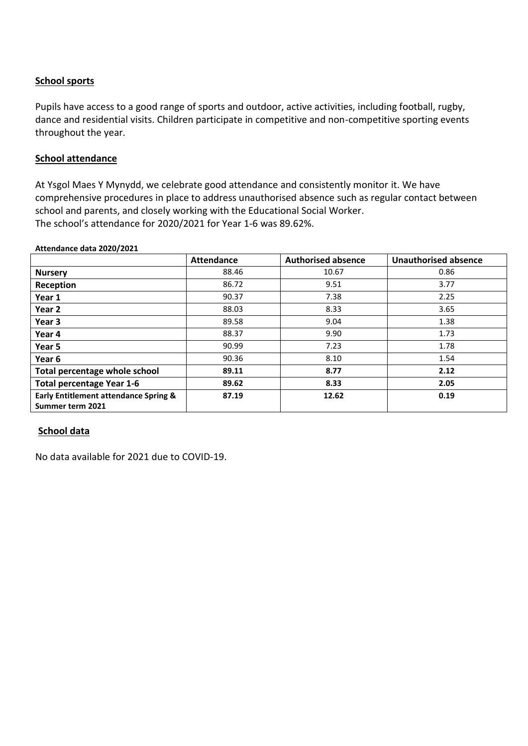## School sports

Pupils have access to a good range of sports and outdoor, active activities, including football, rugby, dance and residential visits. Children participate in competitive and non-competitive sporting events throughout the year.

## School attendance

At Ysgol Maes Y Mynydd, we celebrate good attendance and consistently monitor it. We have comprehensive procedures in place to address unauthorised absence such as regular contact between school and parents, and closely working with the Educational Social Worker.
The school's attendance for 2020/2021 for Year 1-6 was 89.62%.

**Attendance data 2020/2021**

| | Attendance | Authorised absence | Unauthorised absence |
|---|---|---|---|
| **Nursery** | 88.46 | 10.67 | 0.86 |
| **Reception** | 86.72 | 9.51 | 3.77 |
| **Year 1** | 90.37 | 7.38 | 2.25 |
| **Year 2** | 88.03 | 8.33 | 3.65 |
| **Year 3** | 89.58 | 9.04 | 1.38 |
| **Year 4** | 88.37 | 9.90 | 1.73 |
| **Year 5** | 90.99 | 7.23 | 1.78 |
| **Year 6** | 90.36 | 8.10 | 1.54 |
| **Total percentage whole school** | **89.11** | **8.77** | **2.12** |
| **Total percentage Year 1-6** | **89.62** | **8.33** | **2.05** |
| **Early Entitlement attendance Spring & Summer term 2021** | **87.19** | **12.62** | **0.19** |

## School data

No data available for 2021 due to COVID-19.